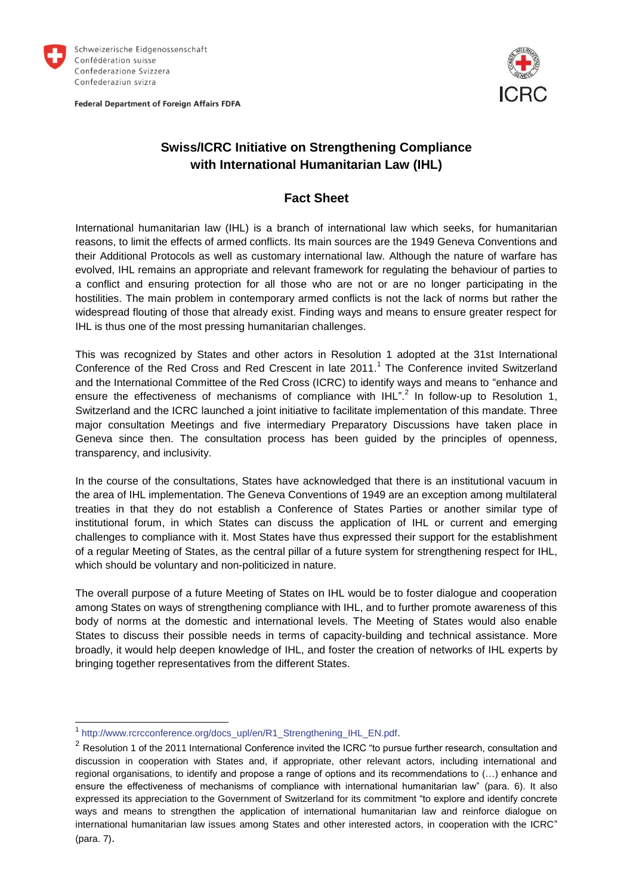Schweizerische Eidgenossenschaft
Confédération suisse
Confederazione Svizzera
Confederaziun svizra

**Federal Department of Foreign Affairs FDFA**

ICRC

# Swiss/ICRC Initiative on Strengthening Compliance with International Humanitarian Law (IHL)

## Fact Sheet

International humanitarian law (IHL) is a branch of international law which seeks, for humanitarian reasons, to limit the effects of armed conflicts. Its main sources are the 1949 Geneva Conventions and their Additional Protocols as well as customary international law. Although the nature of warfare has evolved, IHL remains an appropriate and relevant framework for regulating the behaviour of parties to a conflict and ensuring protection for all those who are not or are no longer participating in the hostilities. The main problem in contemporary armed conflicts is not the lack of norms but rather the widespread flouting of those that already exist. Finding ways and means to ensure greater respect for IHL is thus one of the most pressing humanitarian challenges.

This was recognized by States and other actors in Resolution 1 adopted at the 31st International Conference of the Red Cross and Red Crescent in late 2011.[1] The Conference invited Switzerland and the International Committee of the Red Cross (ICRC) to identify ways and means to "enhance and ensure the effectiveness of mechanisms of compliance with IHL".[2] In follow-up to Resolution 1, Switzerland and the ICRC launched a joint initiative to facilitate implementation of this mandate. Three major consultation Meetings and five intermediary Preparatory Discussions have taken place in Geneva since then. The consultation process has been guided by the principles of openness, transparency, and inclusivity.

In the course of the consultations, States have acknowledged that there is an institutional vacuum in the area of IHL implementation. The Geneva Conventions of 1949 are an exception among multilateral treaties in that they do not establish a Conference of States Parties or another similar type of institutional forum, in which States can discuss the application of IHL or current and emerging challenges to compliance with it. Most States have thus expressed their support for the establishment of a regular Meeting of States, as the central pillar of a future system for strengthening respect for IHL, which should be voluntary and non-politicized in nature.

The overall purpose of a future Meeting of States on IHL would be to foster dialogue and cooperation among States on ways of strengthening compliance with IHL, and to further promote awareness of this body of norms at the domestic and international levels. The Meeting of States would also enable States to discuss their possible needs in terms of capacity-building and technical assistance. More broadly, it would help deepen knowledge of IHL, and foster the creation of networks of IHL experts by bringing together representatives from the different States.

---

[1] http://www.rcrcconference.org/docs_upl/en/R1_Strengthening_IHL_EN.pdf.

[2] Resolution 1 of the 2011 International Conference invited the ICRC "to pursue further research, consultation and discussion in cooperation with States and, if appropriate, other relevant actors, including international and regional organisations, to identify and propose a range of options and its recommendations to (…) enhance and ensure the effectiveness of mechanisms of compliance with international humanitarian law" (para. 6). It also expressed its appreciation to the Government of Switzerland for its commitment "to explore and identify concrete ways and means to strengthen the application of international humanitarian law and reinforce dialogue on international humanitarian law issues among States and other interested actors, in cooperation with the ICRC" (para. 7).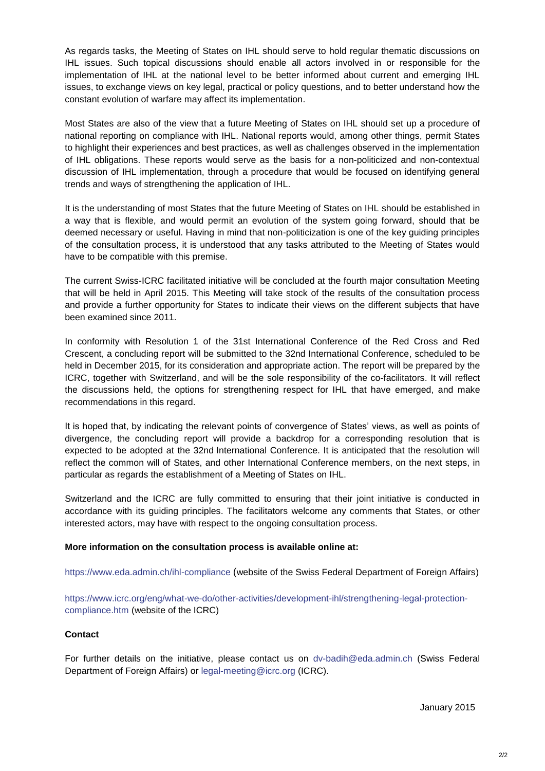As regards tasks, the Meeting of States on IHL should serve to hold regular thematic discussions on IHL issues. Such topical discussions should enable all actors involved in or responsible for the implementation of IHL at the national level to be better informed about current and emerging IHL issues, to exchange views on key legal, practical or policy questions, and to better understand how the constant evolution of warfare may affect its implementation.

Most States are also of the view that a future Meeting of States on IHL should set up a procedure of national reporting on compliance with IHL. National reports would, among other things, permit States to highlight their experiences and best practices, as well as challenges observed in the implementation of IHL obligations. These reports would serve as the basis for a non-politicized and non-contextual discussion of IHL implementation, through a procedure that would be focused on identifying general trends and ways of strengthening the application of IHL.

It is the understanding of most States that the future Meeting of States on IHL should be established in a way that is flexible, and would permit an evolution of the system going forward, should that be deemed necessary or useful. Having in mind that non-politicization is one of the key guiding principles of the consultation process, it is understood that any tasks attributed to the Meeting of States would have to be compatible with this premise.

The current Swiss-ICRC facilitated initiative will be concluded at the fourth major consultation Meeting that will be held in April 2015. This Meeting will take stock of the results of the consultation process and provide a further opportunity for States to indicate their views on the different subjects that have been examined since 2011.

In conformity with Resolution 1 of the 31st International Conference of the Red Cross and Red Crescent, a concluding report will be submitted to the 32nd International Conference, scheduled to be held in December 2015, for its consideration and appropriate action. The report will be prepared by the ICRC, together with Switzerland, and will be the sole responsibility of the co-facilitators. It will reflect the discussions held, the options for strengthening respect for IHL that have emerged, and make recommendations in this regard.

It is hoped that, by indicating the relevant points of convergence of States' views, as well as points of divergence, the concluding report will provide a backdrop for a corresponding resolution that is expected to be adopted at the 32nd International Conference. It is anticipated that the resolution will reflect the common will of States, and other International Conference members, on the next steps, in particular as regards the establishment of a Meeting of States on IHL.

Switzerland and the ICRC are fully committed to ensuring that their joint initiative is conducted in accordance with its guiding principles. The facilitators welcome any comments that States, or other interested actors, may have with respect to the ongoing consultation process.

**More information on the consultation process is available online at:**

https://www.eda.admin.ch/ihl-compliance (website of the Swiss Federal Department of Foreign Affairs)

https://www.icrc.org/eng/what-we-do/other-activities/development-ihl/strengthening-legal-protection-compliance.htm (website of the ICRC)

**Contact**

For further details on the initiative, please contact us on dv-badih@eda.admin.ch (Swiss Federal Department of Foreign Affairs) or legal-meeting@icrc.org (ICRC).

January 2015